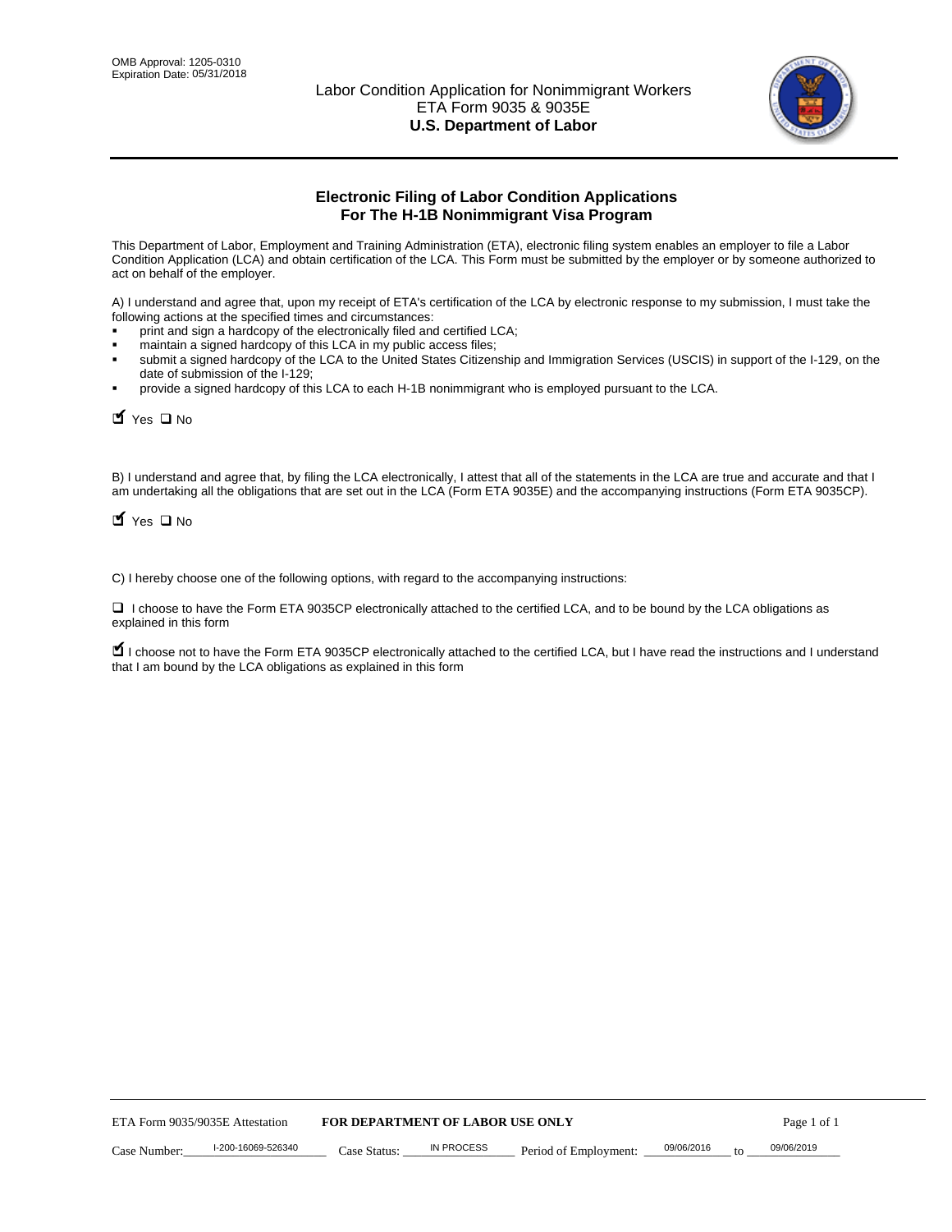OMB Approval: 1205-0310
Expiration Date: 05/31/2018

# Labor Condition Application for Nonimmigrant Workers
ETA Form 9035 & 9035E
**U.S. Department of Labor**

## Electronic Filing of Labor Condition Applications For The H-1B Nonimmigrant Visa Program

This Department of Labor, Employment and Training Administration (ETA), electronic filing system enables an employer to file a Labor Condition Application (LCA) and obtain certification of the LCA. This Form must be submitted by the employer or by someone authorized to act on behalf of the employer.

A) I understand and agree that, upon my receipt of ETA's certification of the LCA by electronic response to my submission, I must take the following actions at the specified times and circumstances:

- print and sign a hardcopy of the electronically filed and certified LCA;
- maintain a signed hardcopy of this LCA in my public access files;
- submit a signed hardcopy of the LCA to the United States Citizenship and Immigration Services (USCIS) in support of the I-129, on the date of submission of the I-129;
- provide a signed hardcopy of this LCA to each H-1B nonimmigrant who is employed pursuant to the LCA.

☑ Yes ☐ No

B) I understand and agree that, by filing the LCA electronically, I attest that all of the statements in the LCA are true and accurate and that I am undertaking all the obligations that are set out in the LCA (Form ETA 9035E) and the accompanying instructions (Form ETA 9035CP).

☑ Yes ☐ No

C) I hereby choose one of the following options, with regard to the accompanying instructions:

☐ I choose to have the Form ETA 9035CP electronically attached to the certified LCA, and to be bound by the LCA obligations as explained in this form

☑ I choose not to have the Form ETA 9035CP electronically attached to the certified LCA, but I have read the instructions and I understand that I am bound by the LCA obligations as explained in this form

ETA Form 9035/9035E Attestation **FOR DEPARTMENT OF LABOR USE ONLY**

Case Number: I-200-16069-526340 Case Status: IN PROCESS Period of Employment: 09/06/2016 to 09/06/2019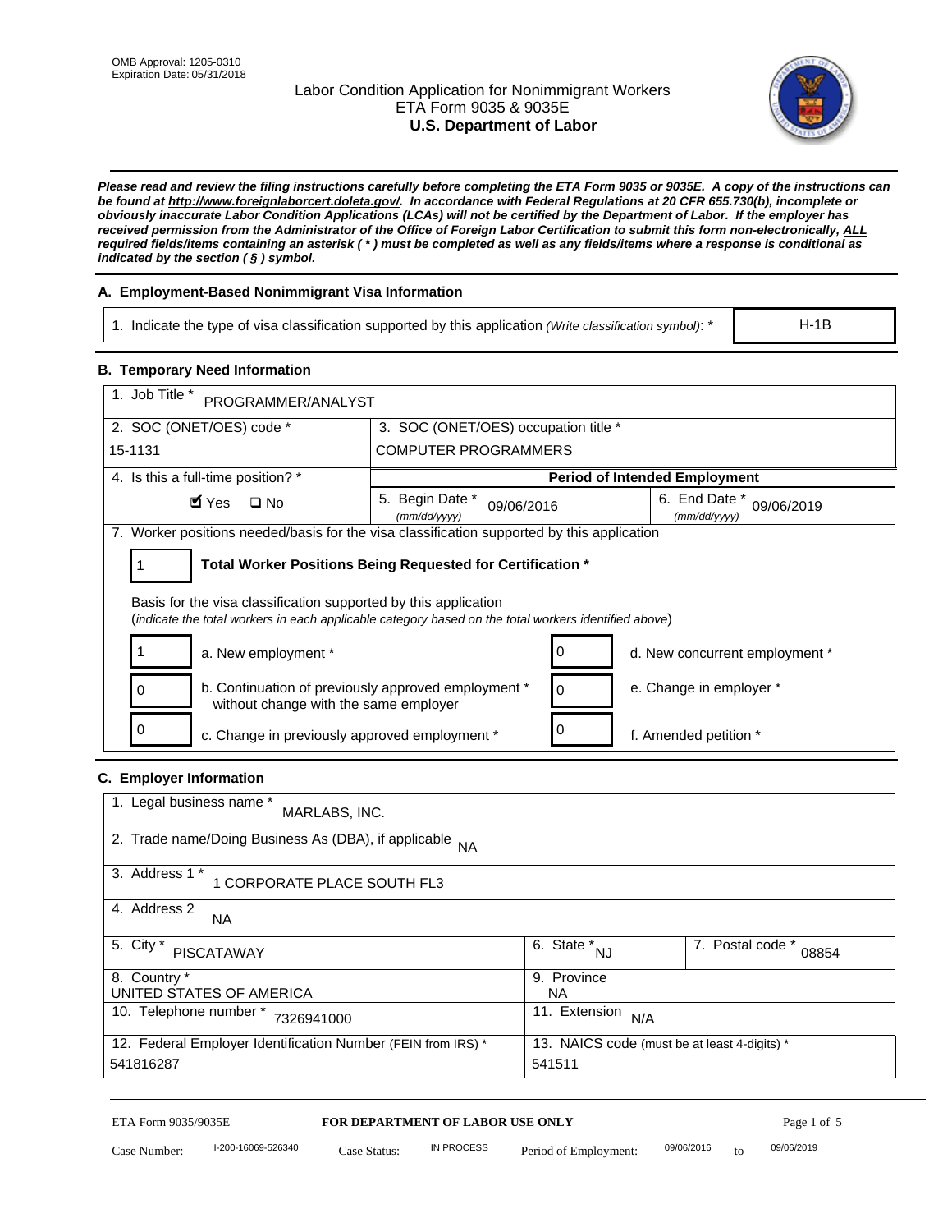OMB Approval: 1205-0310
Expiration Date: 05/31/2018

# Labor Condition Application for Nonimmigrant Workers
## ETA Form 9035 & 9035E
## U.S. Department of Labor

***Please read and review the filing instructions carefully before completing the ETA Form 9035 or 9035E. A copy of the instructions can be found at http://www.foreignlaborcert.doleta.gov/. In accordance with Federal Regulations at 20 CFR 655.730(b), incomplete or obviously inaccurate Labor Condition Applications (LCAs) will not be certified by the Department of Labor. If the employer has received permission from the Administrator of the Office of Foreign Labor Certification to submit this form non-electronically, ALL required fields/items containing an asterisk ( * ) must be completed as well as any fields/items where a response is conditional as indicated by the section ( § ) symbol.***

### A. Employment-Based Nonimmigrant Visa Information

| 1. Indicate the type of visa classification supported by this application *(Write classification symbol)*: * | H-1B |
|---|---|

### B. Temporary Need Information

| 1. Job Title * PROGRAMMER/ANALYST | | |
|---|---|---|
| 2. SOC (ONET/OES) code * 15-1131 | 3. SOC (ONET/OES) occupation title * COMPUTER PROGRAMMERS | |
| 4. Is this a full-time position? * | Period of Intended Employment | |
| ☑ Yes ☐ No | 5. Begin Date * *(mm/dd/yyyy)* 09/06/2016 | 6. End Date * *(mm/dd/yyyy)* 09/06/2019 |

7. Worker positions needed/basis for the visa classification supported by this application

**1** — **Total Worker Positions Being Requested for Certification ***

Basis for the visa classification supported by this application
(*indicate the total workers in each applicable category based on the total workers identified above*)

| | | | |
|---|---|---|---|
| 1 | a. New employment * | 0 | d. New concurrent employment * |
| 0 | b. Continuation of previously approved employment * without change with the same employer | 0 | e. Change in employer * |
| 0 | c. Change in previously approved employment * | 0 | f. Amended petition * |

### C. Employer Information

| | |
|---|---|
| 1. Legal business name * MARLABS, INC. | |
| 2. Trade name/Doing Business As (DBA), if applicable NA | |
| 3. Address 1 * 1 CORPORATE PLACE SOUTH FL3 | |
| 4. Address 2 NA | |
| 5. City * PISCATAWAY | 6. State * NJ / 7. Postal code * 08854 |
| 8. Country * UNITED STATES OF AMERICA | 9. Province NA |
| 10. Telephone number * 7326941000 | 11. Extension N/A |
| 12. Federal Employer Identification Number (FEIN from IRS) * 541816287 | 13. NAICS code (must be at least 4-digits) * 541511 |

ETA Form 9035/9035E — **FOR DEPARTMENT OF LABOR USE ONLY**

Case Number: I-200-16069-526340 Case Status: IN PROCESS Period of Employment: 09/06/2016 to 09/06/2019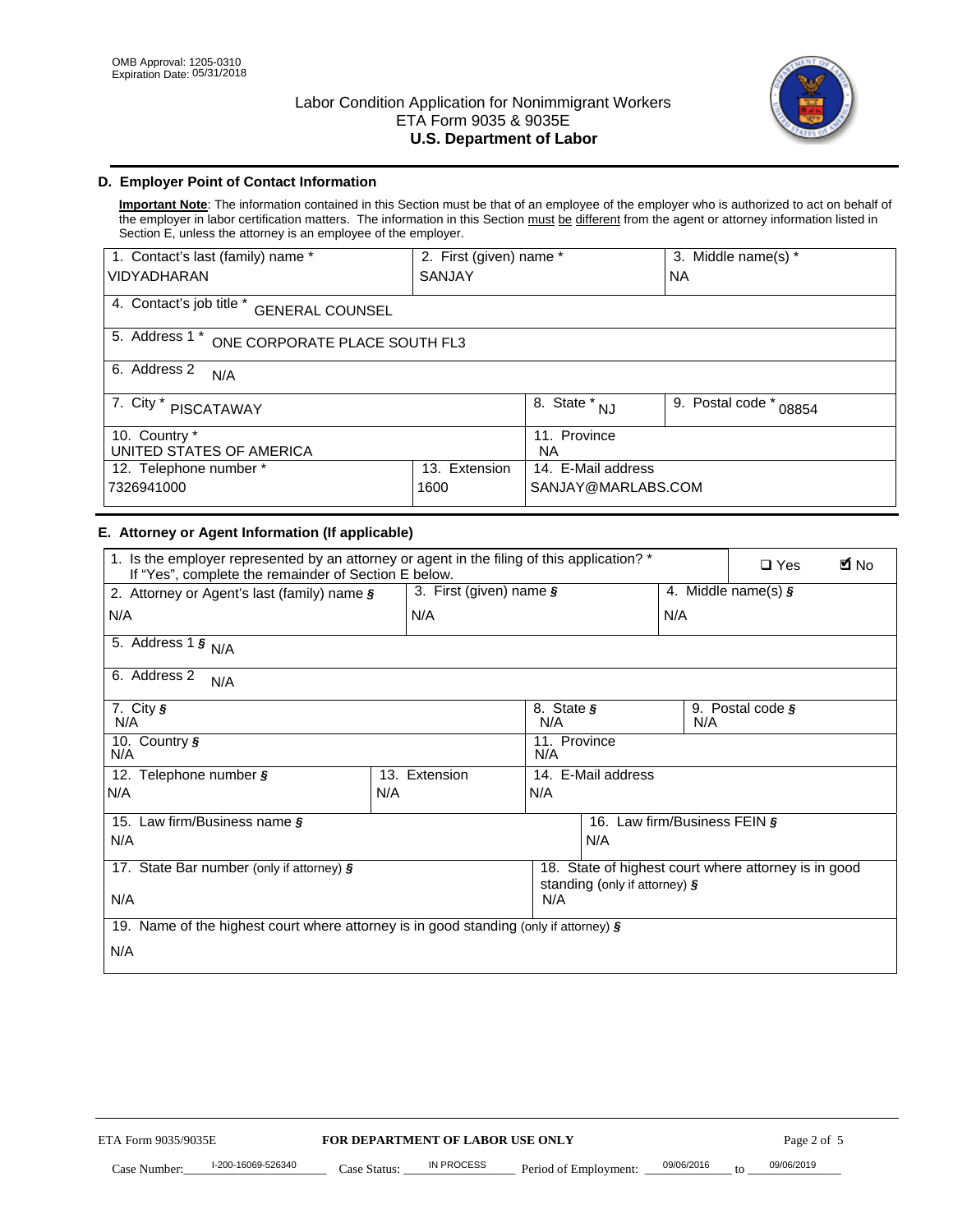OMB Approval: 1205-0310
Expiration Date: 05/31/2018

# Labor Condition Application for Nonimmigrant Workers
ETA Form 9035 & 9035E
**U.S. Department of Labor**

## D. Employer Point of Contact Information

**Important Note**: The information contained in this Section must be that of an employee of the employer who is authorized to act on behalf of the employer in labor certification matters. The information in this Section must be different from the agent or attorney information listed in Section E, unless the attorney is an employee of the employer.

| 1. Contact's last (family) name * | 2. First (given) name * | 3. Middle name(s) * |
|---|---|---|
| VIDYADHARAN | SANJAY | NA |

| 4. Contact's job title * GENERAL COUNSEL |
|---|
| 5. Address 1 * ONE CORPORATE PLACE SOUTH FL3 |
| 6. Address 2 N/A |

| 7. City * | 8. State * | 9. Postal code * |
|---|---|---|
| PISCATAWAY | NJ | 08854 |

| 10. Country * | 11. Province |
|---|---|
| UNITED STATES OF AMERICA | NA |

| 12. Telephone number * | 13. Extension | 14. E-Mail address |
|---|---|---|
| 7326941000 | 1600 | SANJAY@MARLABS.COM |

## E. Attorney or Agent Information (If applicable)

| 1. Is the employer represented by an attorney or agent in the filing of this application? * If "Yes", complete the remainder of Section E below. | ☐ Yes | ☑ No |
|---|---|---|

| 2. Attorney or Agent's last (family) name § | 3. First (given) name § | 4. Middle name(s) § |
|---|---|---|
| N/A | N/A | N/A |

| 5. Address 1 § N/A |
|---|
| 6. Address 2 N/A |

| 7. City § | 8. State § | 9. Postal code § |
|---|---|---|
| N/A | N/A | N/A |

| 10. Country § | 11. Province |
|---|---|
| N/A | N/A |

| 12. Telephone number § | 13. Extension | 14. E-Mail address |
|---|---|---|
| N/A | N/A | N/A |

| 15. Law firm/Business name § | 16. Law firm/Business FEIN § |
|---|---|
| N/A | N/A |

| 17. State Bar number (only if attorney) § | 18. State of highest court where attorney is in good standing (only if attorney) § |
|---|---|
| N/A | N/A |

| 19. Name of the highest court where attorney is in good standing (only if attorney) § |
|---|
| N/A |

ETA Form 9035/9035E **FOR DEPARTMENT OF LABOR USE ONLY**

Case Number: I-200-16069-526340 Case Status: IN PROCESS Period of Employment: 09/06/2016 to 09/06/2019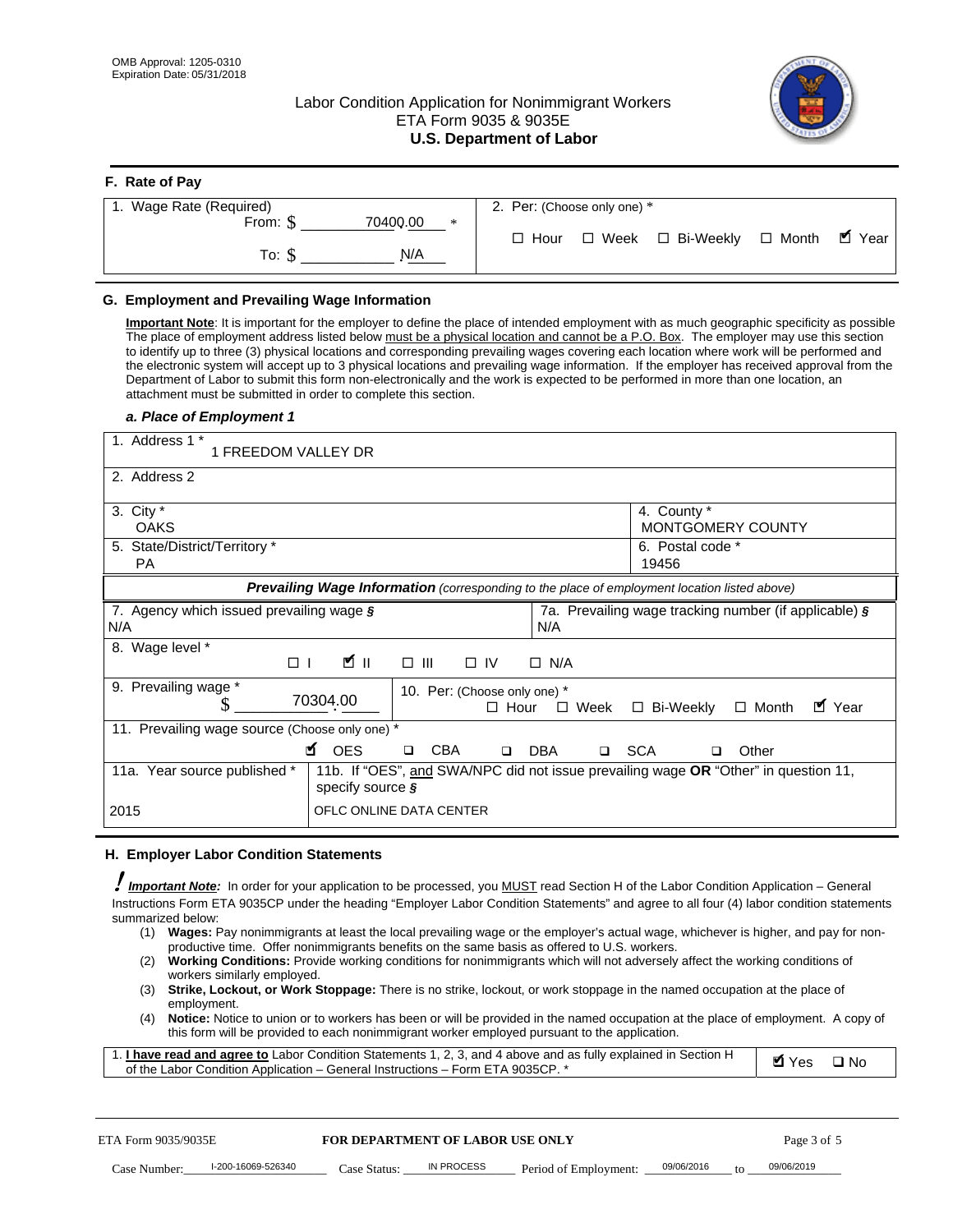OMB Approval: 1205-0310
Expiration Date: 05/31/2018

# Labor Condition Application for Nonimmigrant Workers
ETA Form 9035 & 9035E
**U.S. Department of Labor**

## F. Rate of Pay

| 1. Wage Rate (Required) | 2. Per: (Choose only one) * |
|---|---|
| From: $ 70400.00 * | ☐ Hour ☐ Week ☐ Bi-Weekly ☐ Month ☑ Year |
| To: $ N/A | |

## G. Employment and Prevailing Wage Information

**Important Note**: It is important for the employer to define the place of intended employment with as much geographic specificity as possible The place of employment address listed below must be a physical location and cannot be a P.O. Box. The employer may use this section to identify up to three (3) physical locations and corresponding prevailing wages covering each location where work will be performed and the electronic system will accept up to 3 physical locations and prevailing wage information. If the employer has received approval from the Department of Labor to submit this form non-electronically and the work is expected to be performed in more than one location, an attachment must be submitted in order to complete this section.

### *a. Place of Employment 1*

| | |
|---|---|
| 1. Address 1 * 1 FREEDOM VALLEY DR | |
| 2. Address 2 | |
| 3. City * OAKS | 4. County * MONTGOMERY COUNTY |
| 5. State/District/Territory * PA | 6. Postal code * 19456 |

***Prevailing Wage Information*** *(corresponding to the place of employment location listed above)*

| | |
|---|---|
| 7. Agency which issued prevailing wage § N/A | 7a. Prevailing wage tracking number (if applicable) § N/A |
| 8. Wage level * ☐ I ☑ II ☐ III ☐ IV ☐ N/A | |
| 9. Prevailing wage * $ 70304.00 | 10. Per: (Choose only one) * ☐ Hour ☐ Week ☐ Bi-Weekly ☐ Month ☑ Year |
| 11. Prevailing wage source (Choose only one) * ☑ OES ☐ CBA ☐ DBA ☐ SCA ☐ Other | |
| 11a. Year source published * 2015 | 11b. If "OES", and SWA/NPC did not issue prevailing wage OR "Other" in question 11, specify source § OFLC ONLINE DATA CENTER |

## H. Employer Labor Condition Statements

***Important Note:*** In order for your application to be processed, you MUST read Section H of the Labor Condition Application – General Instructions Form ETA 9035CP under the heading "Employer Labor Condition Statements" and agree to all four (4) labor condition statements summarized below:

(1) **Wages:** Pay nonimmigrants at least the local prevailing wage or the employer's actual wage, whichever is higher, and pay for non-productive time. Offer nonimmigrants benefits on the same basis as offered to U.S. workers.
(2) **Working Conditions:** Provide working conditions for nonimmigrants which will not adversely affect the working conditions of workers similarly employed.
(3) **Strike, Lockout, or Work Stoppage:** There is no strike, lockout, or work stoppage in the named occupation at the place of employment.
(4) **Notice:** Notice to union or to workers has been or will be provided in the named occupation at the place of employment. A copy of this form will be provided to each nonimmigrant worker employed pursuant to the application.

| | |
|---|---|
| 1. **I have read and agree to** Labor Condition Statements 1, 2, 3, and 4 above and as fully explained in Section H of the Labor Condition Application – General Instructions – Form ETA 9035CP. * | ☑ Yes ☐ No |

ETA Form 9035/9035E **FOR DEPARTMENT OF LABOR USE ONLY**

Case Number: I-200-16069-526340 Case Status: IN PROCESS Period of Employment: 09/06/2016 to 09/06/2019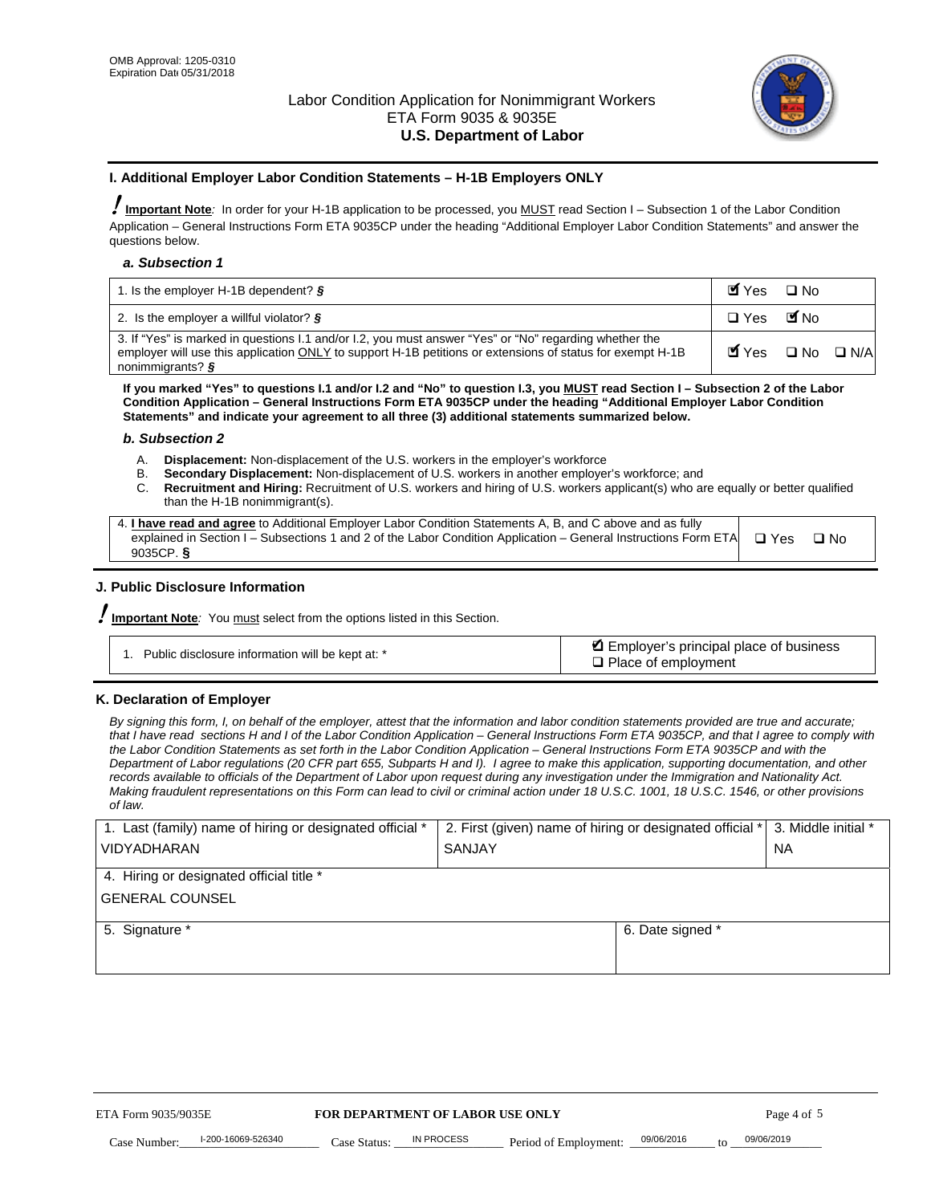OMB Approval: 1205-0310
Expiration Date 05/31/2018

# Labor Condition Application for Nonimmigrant Workers
ETA Form 9035 & 9035E
**U.S. Department of Labor**

## I. Additional Employer Labor Condition Statements – H-1B Employers ONLY

**Important Note**: In order for your H-1B application to be processed, you MUST read Section I – Subsection 1 of the Labor Condition Application – General Instructions Form ETA 9035CP under the heading "Additional Employer Labor Condition Statements" and answer the questions below.

### *a. Subsection 1*

| | |
|---|---|
| 1. Is the employer H-1B dependent? § | ☑ Yes ☐ No |
| 2. Is the employer a willful violator? § | ☐ Yes ☑ No |
| 3. If "Yes" is marked in questions I.1 and/or I.2, you must answer "Yes" or "No" regarding whether the employer will use this application ONLY to support H-1B petitions or extensions of status for exempt H-1B nonimmigrants? § | ☑ Yes ☐ No ☐ N/A |

**If you marked "Yes" to questions I.1 and/or I.2 and "No" to question I.3, you MUST read Section I – Subsection 2 of the Labor Condition Application – General Instructions Form ETA 9035CP under the heading "Additional Employer Labor Condition Statements" and indicate your agreement to all three (3) additional statements summarized below.**

### *b. Subsection 2*

A. **Displacement:** Non-displacement of the U.S. workers in the employer's workforce
B. **Secondary Displacement:** Non-displacement of U.S. workers in another employer's workforce; and
C. **Recruitment and Hiring:** Recruitment of U.S. workers and hiring of U.S. workers applicant(s) who are equally or better qualified than the H-1B nonimmigrant(s).

| | |
|---|---|
| 4. **I have read and agree** to Additional Employer Labor Condition Statements A, B, and C above and as fully explained in Section I – Subsections 1 and 2 of the Labor Condition Application – General Instructions Form ETA 9035CP. § | ☐ Yes ☐ No |

## J. Public Disclosure Information

**Important Note**: You must select from the options listed in this Section.

| | |
|---|---|
| 1. Public disclosure information will be kept at: * | ☑ Employer's principal place of business<br>☐ Place of employment |

## K. Declaration of Employer

*By signing this form, I, on behalf of the employer, attest that the information and labor condition statements provided are true and accurate; that I have read sections H and I of the Labor Condition Application – General Instructions Form ETA 9035CP, and that I agree to comply with the Labor Condition Statements as set forth in the Labor Condition Application – General Instructions Form ETA 9035CP and with the Department of Labor regulations (20 CFR part 655, Subparts H and I). I agree to make this application, supporting documentation, and other records available to officials of the Department of Labor upon request during any investigation under the Immigration and Nationality Act. Making fraudulent representations on this Form can lead to civil or criminal action under 18 U.S.C. 1001, 18 U.S.C. 1546, or other provisions of law.*

| 1. Last (family) name of hiring or designated official * | 2. First (given) name of hiring or designated official * | 3. Middle initial * |
|---|---|---|
| VIDYADHARAN | SANJAY | NA |
| 4. Hiring or designated official title * | | |
| GENERAL COUNSEL | | |
| 5. Signature * | 6. Date signed * | |
| | | |

ETA Form 9035/9035E — **FOR DEPARTMENT OF LABOR USE ONLY**

Case Number: I-200-16069-526340 Case Status: IN PROCESS Period of Employment: 09/06/2016 to 09/06/2019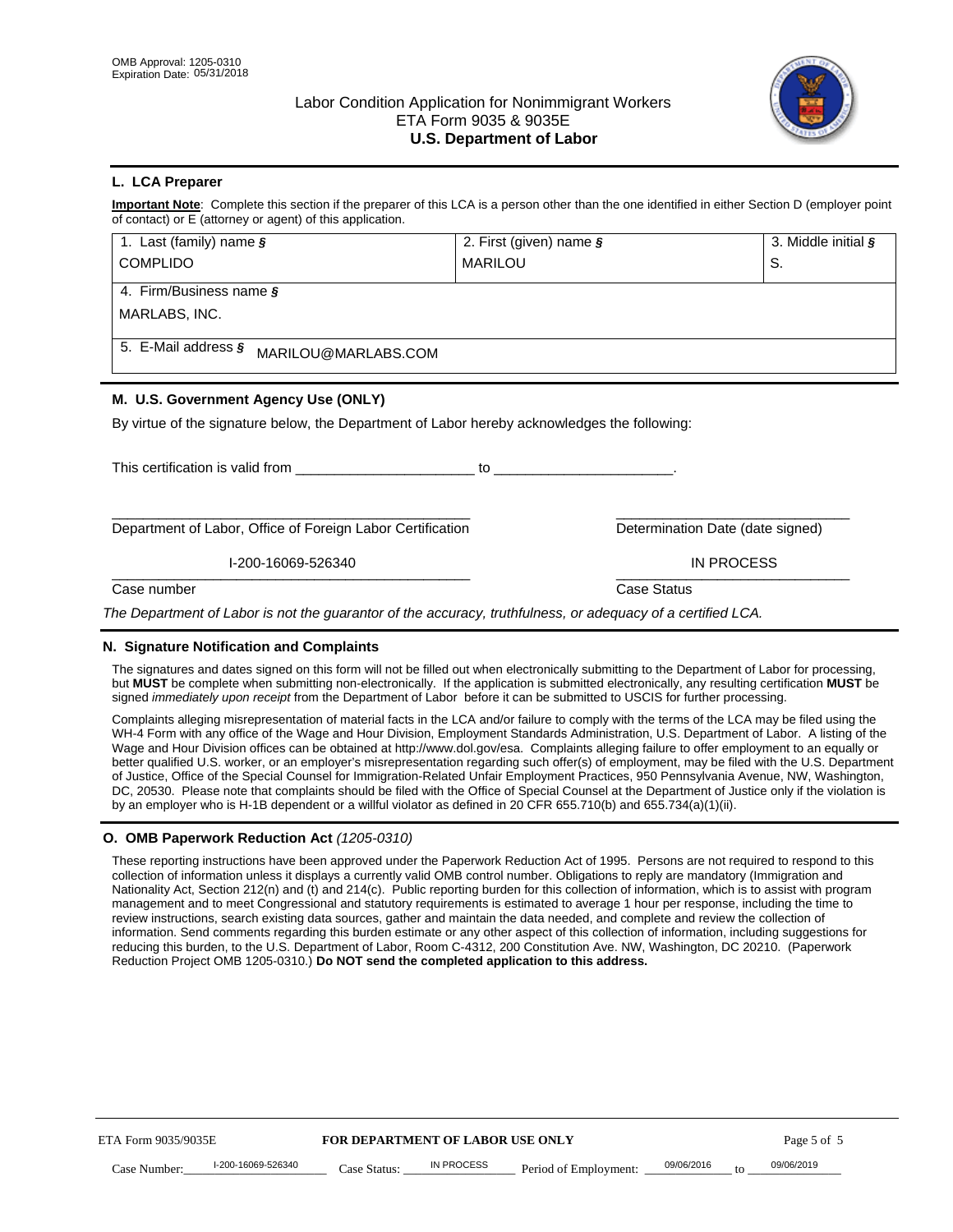OMB Approval: 1205-0310
Expiration Date: 05/31/2018

Labor Condition Application for Nonimmigrant Workers
ETA Form 9035 & 9035E
**U.S. Department of Labor**

## L. LCA Preparer

**Important Note**: Complete this section if the preparer of this LCA is a person other than the one identified in either Section D (employer point of contact) or E (attorney or agent) of this application.

| 1. Last (family) name § | 2. First (given) name § | 3. Middle initial § |
|---|---|---|
| COMPLIDO | MARILOU | S. |

4. Firm/Business name §
MARLABS, INC.

5. E-Mail address § MARILOU@MARLABS.COM

## M. U.S. Government Agency Use (ONLY)

By virtue of the signature below, the Department of Labor hereby acknowledges the following:

This certification is valid from ______________________ to ______________________.

______________________________________________ ______________________________
Department of Labor, Office of Foreign Labor Certification Determination Date (date signed)

I-200-16069-526340 IN PROCESS
Case number Case Status

*The Department of Labor is not the guarantor of the accuracy, truthfulness, or adequacy of a certified LCA.*

## N. Signature Notification and Complaints

The signatures and dates signed on this form will not be filled out when electronically submitting to the Department of Labor for processing, but **MUST** be complete when submitting non-electronically. If the application is submitted electronically, any resulting certification **MUST** be signed *immediately upon receipt* from the Department of Labor before it can be submitted to USCIS for further processing.

Complaints alleging misrepresentation of material facts in the LCA and/or failure to comply with the terms of the LCA may be filed using the WH-4 Form with any office of the Wage and Hour Division, Employment Standards Administration, U.S. Department of Labor. A listing of the Wage and Hour Division offices can be obtained at http://www.dol.gov/esa. Complaints alleging failure to offer employment to an equally or better qualified U.S. worker, or an employer's misrepresentation regarding such offer(s) of employment, may be filed with the U.S. Department of Justice, Office of the Special Counsel for Immigration-Related Unfair Employment Practices, 950 Pennsylvania Avenue, NW, Washington, DC, 20530. Please note that complaints should be filed with the Office of Special Counsel at the Department of Justice only if the violation is by an employer who is H-1B dependent or a willful violator as defined in 20 CFR 655.710(b) and 655.734(a)(1)(ii).

## O. OMB Paperwork Reduction Act *(1205-0310)*

These reporting instructions have been approved under the Paperwork Reduction Act of 1995. Persons are not required to respond to this collection of information unless it displays a currently valid OMB control number. Obligations to reply are mandatory (Immigration and Nationality Act, Section 212(n) and (t) and 214(c). Public reporting burden for this collection of information, which is to assist with program management and to meet Congressional and statutory requirements is estimated to average 1 hour per response, including the time to review instructions, search existing data sources, gather and maintain the data needed, and complete and review the collection of information. Send comments regarding this burden estimate or any other aspect of this collection of information, including suggestions for reducing this burden, to the U.S. Department of Labor, Room C-4312, 200 Constitution Ave. NW, Washington, DC 20210. (Paperwork Reduction Project OMB 1205-0310.) **Do NOT send the completed application to this address.**

ETA Form 9035/9035E **FOR DEPARTMENT OF LABOR USE ONLY**

Case Number: I-200-16069-526340 Case Status: IN PROCESS Period of Employment: 09/06/2016 to 09/06/2019